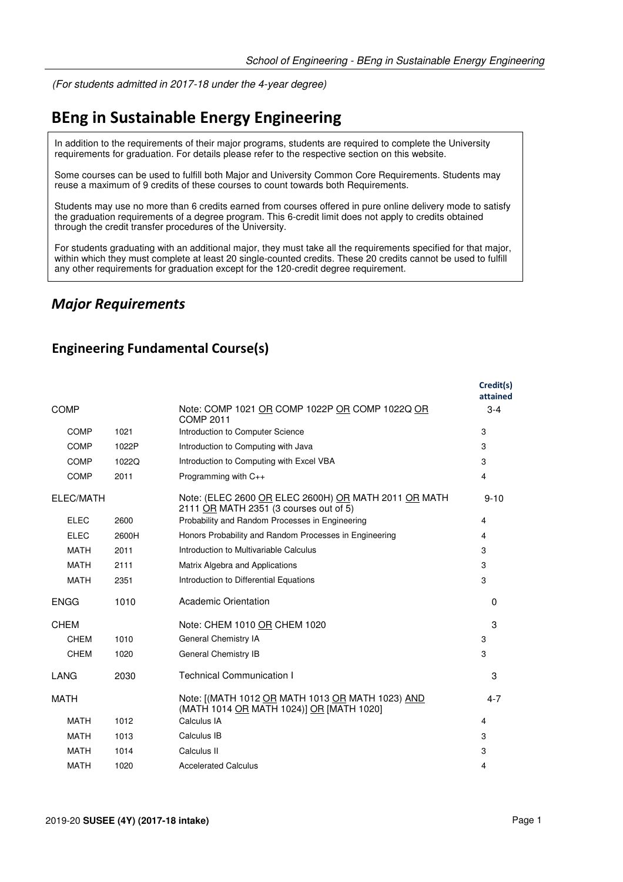*(For students admitted in 2017-18 under the 4-year degree)*

# BEng in Sustainable Energy Engineering

In addition to the requirements of their major programs, students are required to complete the University requirements for graduation. For details please refer to the respective section on this website.

Some courses can be used to fulfill both Major and University Common Core Requirements. Students may reuse a maximum of 9 credits of these courses to count towards both Requirements.

Students may use no more than 6 credits earned from courses offered in pure online delivery mode to satisfy the graduation requirements of a degree program. This 6-credit limit does not apply to credits obtained through the credit transfer procedures of the University.

For students graduating with an additional major, they must take all the requirements specified for that major, within which they must complete at least 20 single-counted credits. These 20 credits cannot be used to fulfill any other requirements for graduation except for the 120-credit degree requirement.

## *Major Requirements*

### Engineering Fundamental Course(s)

| | | | Credit(s) attained |
|---|---|---|---|
| COMP | | Note: COMP 1021 OR COMP 1022P OR COMP 1022Q OR COMP 2011 | 3-4 |
| COMP | 1021 | Introduction to Computer Science | 3 |
| COMP | 1022P | Introduction to Computing with Java | 3 |
| COMP | 1022Q | Introduction to Computing with Excel VBA | 3 |
| COMP | 2011 | Programming with C++ | 4 |
| ELEC/MATH | | Note: (ELEC 2600 OR ELEC 2600H) OR MATH 2011 OR MATH 2111 OR MATH 2351 (3 courses out of 5) | 9-10 |
| ELEC | 2600 | Probability and Random Processes in Engineering | 4 |
| ELEC | 2600H | Honors Probability and Random Processes in Engineering | 4 |
| MATH | 2011 | Introduction to Multivariable Calculus | 3 |
| MATH | 2111 | Matrix Algebra and Applications | 3 |
| MATH | 2351 | Introduction to Differential Equations | 3 |
| ENGG | 1010 | Academic Orientation | 0 |
| CHEM | | Note: CHEM 1010 OR CHEM 1020 | 3 |
| CHEM | 1010 | General Chemistry IA | 3 |
| CHEM | 1020 | General Chemistry IB | 3 |
| LANG | 2030 | Technical Communication I | 3 |
| MATH | | Note: [(MATH 1012 OR MATH 1013 OR MATH 1023) AND (MATH 1014 OR MATH 1024)] OR [MATH 1020] | 4-7 |
| MATH | 1012 | Calculus IA | 4 |
| MATH | 1013 | Calculus IB | 3 |
| MATH | 1014 | Calculus II | 3 |
| MATH | 1020 | Accelerated Calculus | 4 |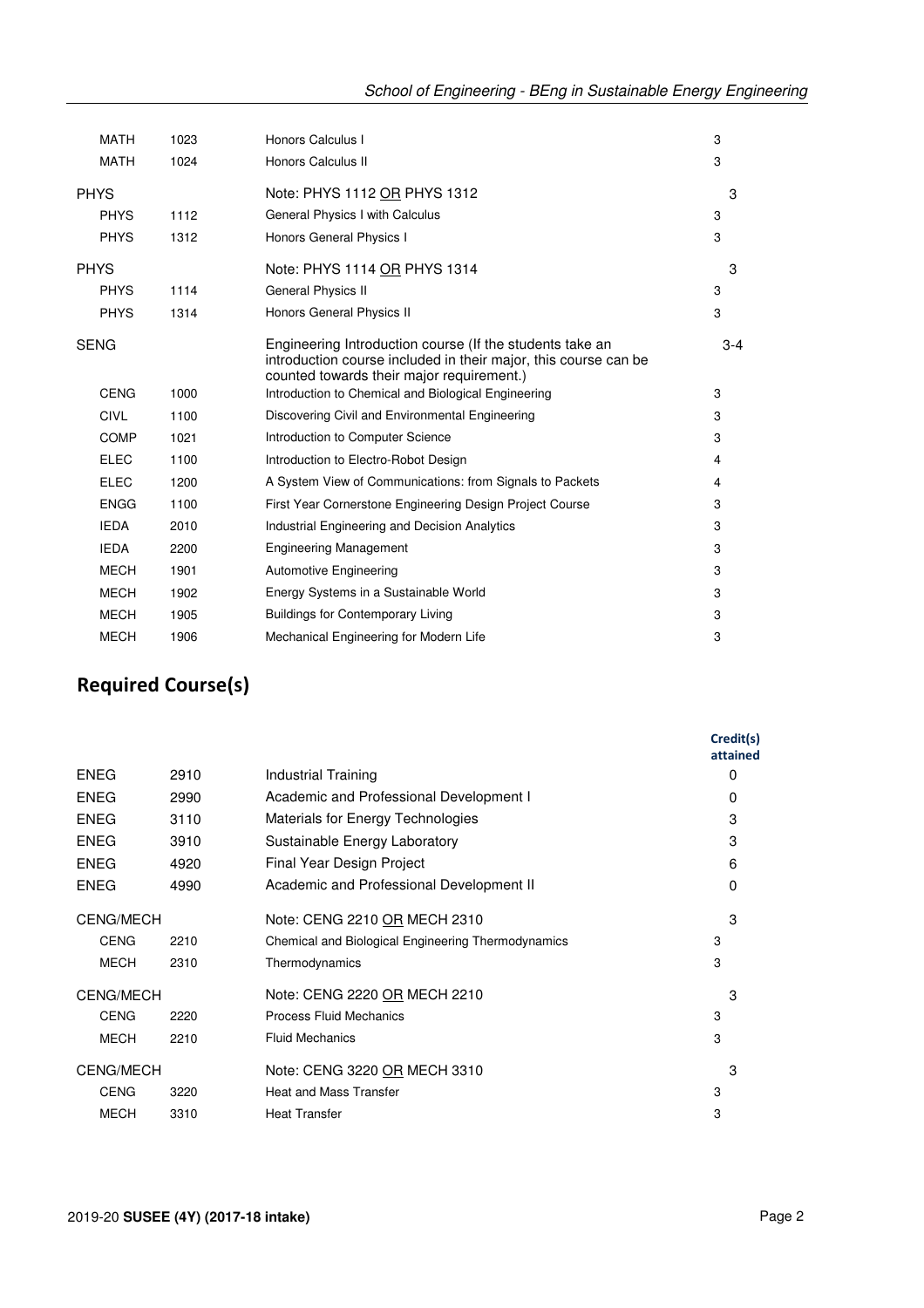| | | | |
|---|---|---|---|
| MATH | 1023 | Honors Calculus I | 3 |
| MATH | 1024 | Honors Calculus II | 3 |
| PHYS | | Note: PHYS 1112 OR PHYS 1312 | 3 |
| PHYS | 1112 | General Physics I with Calculus | 3 |
| PHYS | 1312 | Honors General Physics I | 3 |
| PHYS | | Note: PHYS 1114 OR PHYS 1314 | 3 |
| PHYS | 1114 | General Physics II | 3 |
| PHYS | 1314 | Honors General Physics II | 3 |
| SENG | | Engineering Introduction course (If the students take an introduction course included in their major, this course can be counted towards their major requirement.) | 3-4 |
| CENG | 1000 | Introduction to Chemical and Biological Engineering | 3 |
| CIVL | 1100 | Discovering Civil and Environmental Engineering | 3 |
| COMP | 1021 | Introduction to Computer Science | 3 |
| ELEC | 1100 | Introduction to Electro-Robot Design | 4 |
| ELEC | 1200 | A System View of Communications: from Signals to Packets | 4 |
| ENGG | 1100 | First Year Cornerstone Engineering Design Project Course | 3 |
| IEDA | 2010 | Industrial Engineering and Decision Analytics | 3 |
| IEDA | 2200 | Engineering Management | 3 |
| MECH | 1901 | Automotive Engineering | 3 |
| MECH | 1902 | Energy Systems in a Sustainable World | 3 |
| MECH | 1905 | Buildings for Contemporary Living | 3 |
| MECH | 1906 | Mechanical Engineering for Modern Life | 3 |

## Required Course(s)

| | | | Credit(s) attained |
|---|---|---|---|
| ENEG | 2910 | Industrial Training | 0 |
| ENEG | 2990 | Academic and Professional Development I | 0 |
| ENEG | 3110 | Materials for Energy Technologies | 3 |
| ENEG | 3910 | Sustainable Energy Laboratory | 3 |
| ENEG | 4920 | Final Year Design Project | 6 |
| ENEG | 4990 | Academic and Professional Development II | 0 |
| CENG/MECH | | Note: CENG 2210 OR MECH 2310 | 3 |
| CENG | 2210 | Chemical and Biological Engineering Thermodynamics | 3 |
| MECH | 2310 | Thermodynamics | 3 |
| CENG/MECH | | Note: CENG 2220 OR MECH 2210 | 3 |
| CENG | 2220 | Process Fluid Mechanics | 3 |
| MECH | 2210 | Fluid Mechanics | 3 |
| CENG/MECH | | Note: CENG 3220 OR MECH 3310 | 3 |
| CENG | 3220 | Heat and Mass Transfer | 3 |
| MECH | 3310 | Heat Transfer | 3 |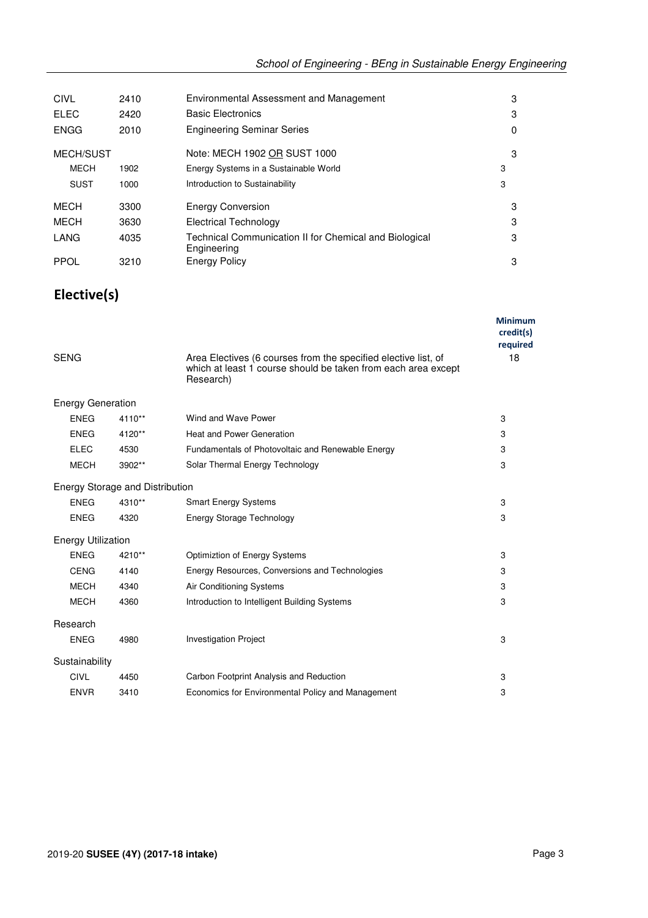| | | | |
|---|---|---|---|
| CIVL | 2410 | Environmental Assessment and Management | 3 |
| ELEC | 2420 | Basic Electronics | 3 |
| ENGG | 2010 | Engineering Seminar Series | 0 |
| MECH/SUST | | Note: MECH 1902 OR SUST 1000 | 3 |
| MECH | 1902 | Energy Systems in a Sustainable World | 3 |
| SUST | 1000 | Introduction to Sustainability | 3 |
| MECH | 3300 | Energy Conversion | 3 |
| MECH | 3630 | Electrical Technology | 3 |
| LANG | 4035 | Technical Communication II for Chemical and Biological Engineering | 3 |
| PPOL | 3210 | Energy Policy | 3 |

## Elective(s)

| | | | Minimum credit(s) required |
|---|---|---|---|
| SENG | | Area Electives (6 courses from the specified elective list, of which at least 1 course should be taken from each area except Research) | 18 |
| Energy Generation | | | |
| ENEG | 4110** | Wind and Wave Power | 3 |
| ENEG | 4120** | Heat and Power Generation | 3 |
| ELEC | 4530 | Fundamentals of Photovoltaic and Renewable Energy | 3 |
| MECH | 3902** | Solar Thermal Energy Technology | 3 |
| Energy Storage and Distribution | | | |
| ENEG | 4310** | Smart Energy Systems | 3 |
| ENEG | 4320 | Energy Storage Technology | 3 |
| Energy Utilization | | | |
| ENEG | 4210** | Optimiztion of Energy Systems | 3 |
| CENG | 4140 | Energy Resources, Conversions and Technologies | 3 |
| MECH | 4340 | Air Conditioning Systems | 3 |
| MECH | 4360 | Introduction to Intelligent Building Systems | 3 |
| Research | | | |
| ENEG | 4980 | Investigation Project | 3 |
| Sustainability | | | |
| CIVL | 4450 | Carbon Footprint Analysis and Reduction | 3 |
| ENVR | 3410 | Economics for Environmental Policy and Management | 3 |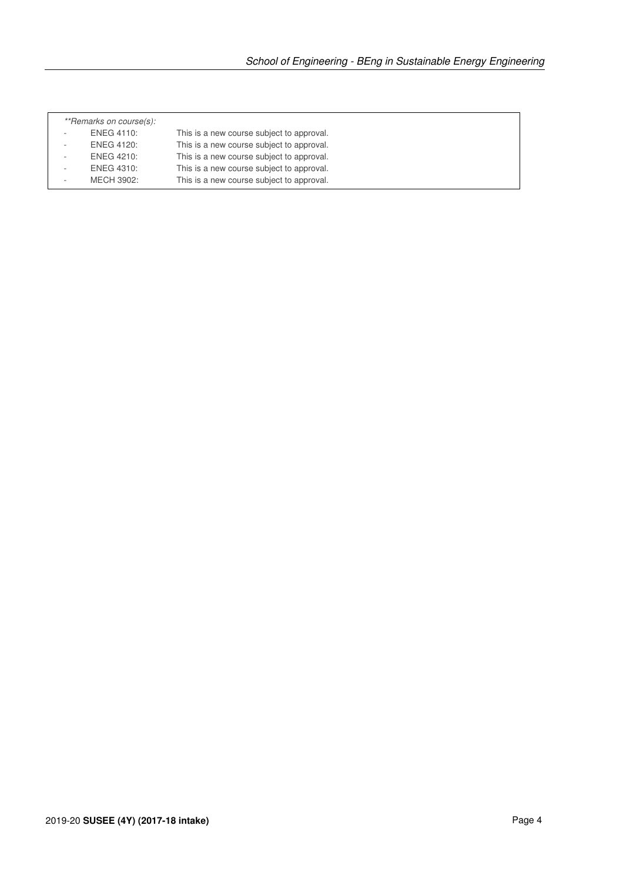*\*\*Remarks on course(s):*

- ENEG 4110: This is a new course subject to approval.
- ENEG 4120: This is a new course subject to approval.
- ENEG 4210: This is a new course subject to approval.
- ENEG 4310: This is a new course subject to approval.
- MECH 3902: This is a new course subject to approval.